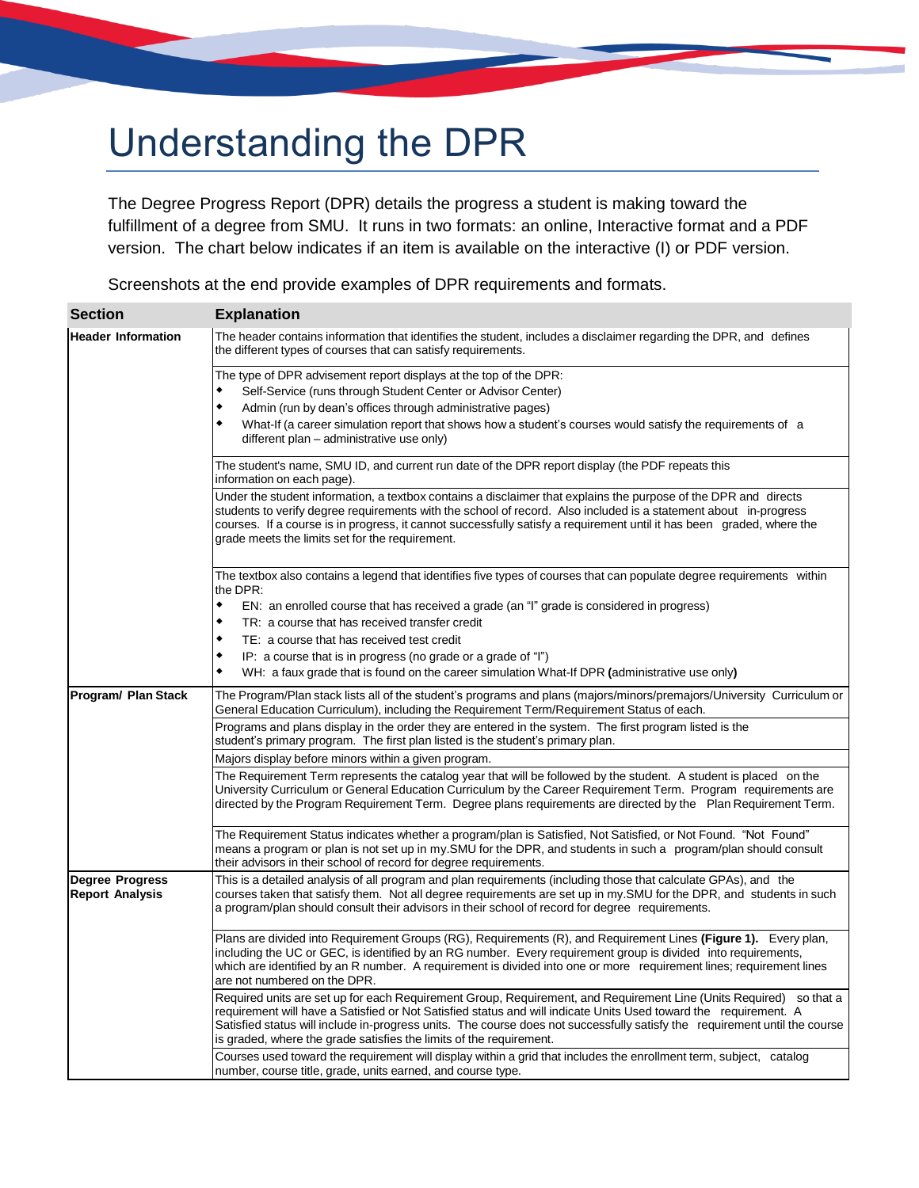# Understanding the DPR

The Degree Progress Report (DPR) details the progress a student is making toward the fulfillment of a degree from SMU. It runs in two formats: an online, Interactive format and a PDF version. The chart below indicates if an item is available on the interactive (I) or PDF version.

Screenshots at the end provide examples of DPR requirements and formats.

| Section | Explanation |
|---|---|
| **Header Information** | The header contains information that identifies the student, includes a disclaimer regarding the DPR, and defines the different types of courses that can satisfy requirements. |
| | The type of DPR advisement report displays at the top of the DPR:<br>◆ Self-Service (runs through Student Center or Advisor Center)<br>◆ Admin (run by dean's offices through administrative pages)<br>◆ What-If (a career simulation report that shows how a student's courses would satisfy the requirements of a different plan – administrative use only) |
| | The student's name, SMU ID, and current run date of the DPR report display (the PDF repeats this information on each page). |
| | Under the student information, a textbox contains a disclaimer that explains the purpose of the DPR and directs students to verify degree requirements with the school of record. Also included is a statement about in-progress courses. If a course is in progress, it cannot successfully satisfy a requirement until it has been graded, where the grade meets the limits set for the requirement. |
| | The textbox also contains a legend that identifies five types of courses that can populate degree requirements within the DPR:<br>◆ EN: an enrolled course that has received a grade (an "I" grade is considered in progress)<br>◆ TR: a course that has received transfer credit<br>◆ TE: a course that has received test credit<br>◆ IP: a course that is in progress (no grade or a grade of "I")<br>◆ WH: a faux grade that is found on the career simulation What-If DPR **(**administrative use only**)** |
| **Program/ Plan Stack** | The Program/Plan stack lists all of the student's programs and plans (majors/minors/premajors/University Curriculum or General Education Curriculum), including the Requirement Term/Requirement Status of each. |
| | Programs and plans display in the order they are entered in the system. The first program listed is the student's primary program. The first plan listed is the student's primary plan. |
| | Majors display before minors within a given program. |
| | The Requirement Term represents the catalog year that will be followed by the student. A student is placed on the University Curriculum or General Education Curriculum by the Career Requirement Term. Program requirements are directed by the Program Requirement Term. Degree plans requirements are directed by the Plan Requirement Term. |
| | The Requirement Status indicates whether a program/plan is Satisfied, Not Satisfied, or Not Found. "Not Found" means a program or plan is not set up in my.SMU for the DPR, and students in such a program/plan should consult their advisors in their school of record for degree requirements. |
| **Degree Progress Report Analysis** | This is a detailed analysis of all program and plan requirements (including those that calculate GPAs), and the courses taken that satisfy them. Not all degree requirements are set up in my.SMU for the DPR, and students in such a program/plan should consult their advisors in their school of record for degree requirements. |
| | Plans are divided into Requirement Groups (RG), Requirements (R), and Requirement Lines **(Figure 1).** Every plan, including the UC or GEC, is identified by an RG number. Every requirement group is divided into requirements, which are identified by an R number. A requirement is divided into one or more requirement lines; requirement lines are not numbered on the DPR. |
| | Required units are set up for each Requirement Group, Requirement, and Requirement Line (Units Required) so that a requirement will have a Satisfied or Not Satisfied status and will indicate Units Used toward the requirement. A Satisfied status will include in-progress units. The course does not successfully satisfy the requirement until the course is graded, where the grade satisfies the limits of the requirement. |
| | Courses used toward the requirement will display within a grid that includes the enrollment term, subject, catalog number, course title, grade, units earned, and course type. |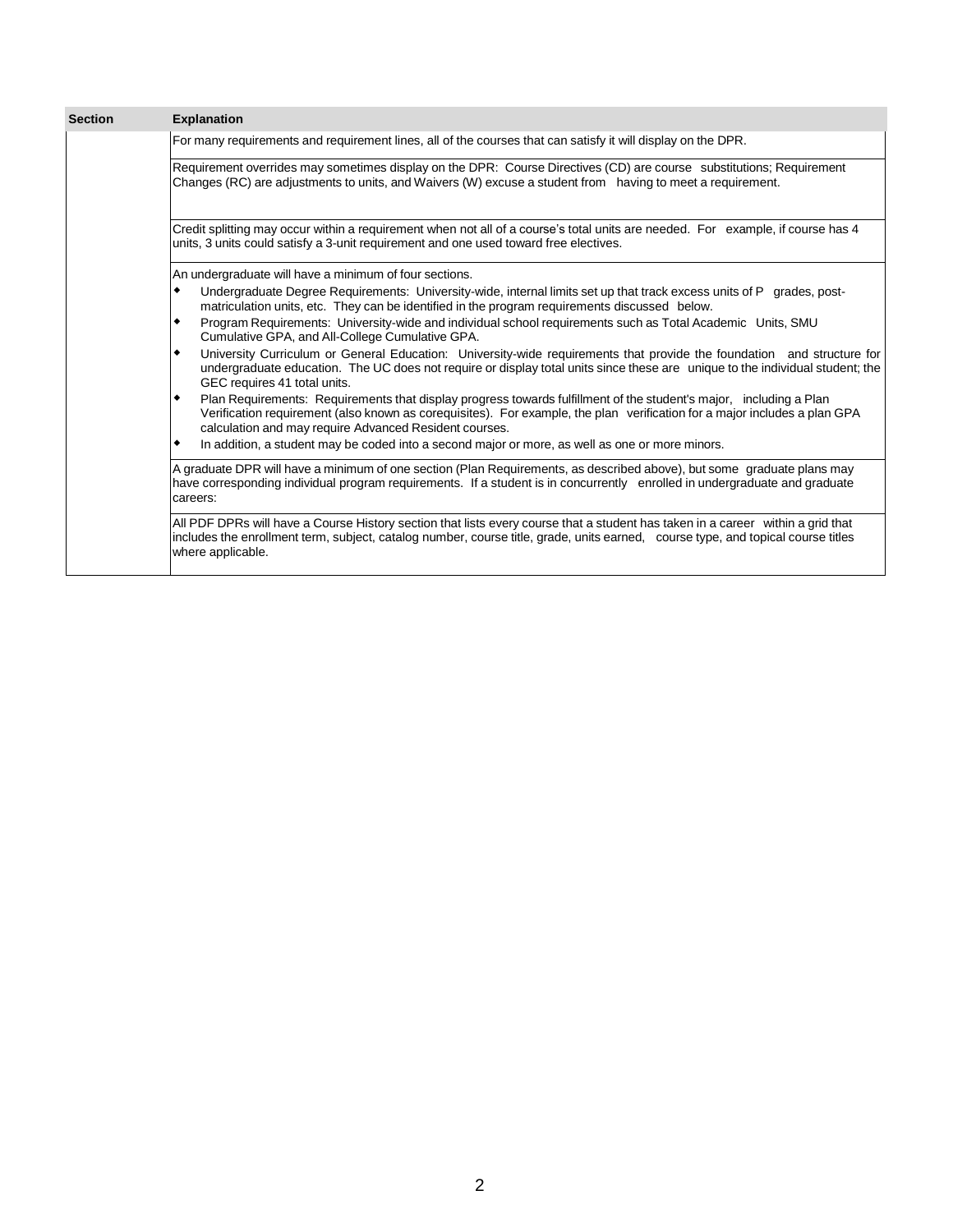| Section | Explanation |
| --- | --- |
| | For many requirements and requirement lines, all of the courses that can satisfy it will display on the DPR. |
| | Requirement overrides may sometimes display on the DPR: Course Directives (CD) are course substitutions; Requirement Changes (RC) are adjustments to units, and Waivers (W) excuse a student from having to meet a requirement. |
| | Credit splitting may occur within a requirement when not all of a course's total units are needed. For example, if course has 4 units, 3 units could satisfy a 3-unit requirement and one used toward free electives. |
| | An undergraduate will have a minimum of four sections.<br>◆ Undergraduate Degree Requirements: University-wide, internal limits set up that track excess units of P grades, post-matriculation units, etc. They can be identified in the program requirements discussed below.<br>◆ Program Requirements: University-wide and individual school requirements such as Total Academic Units, SMU Cumulative GPA, and All-College Cumulative GPA.<br>◆ University Curriculum or General Education: University-wide requirements that provide the foundation and structure for undergraduate education. The UC does not require or display total units since these are unique to the individual student; the GEC requires 41 total units.<br>◆ Plan Requirements: Requirements that display progress towards fulfillment of the student's major, including a Plan Verification requirement (also known as corequisites). For example, the plan verification for a major includes a plan GPA calculation and may require Advanced Resident courses.<br>◆ In addition, a student may be coded into a second major or more, as well as one or more minors. |
| | A graduate DPR will have a minimum of one section (Plan Requirements, as described above), but some graduate plans may have corresponding individual program requirements. If a student is in concurrently enrolled in undergraduate and graduate careers: |
| | All PDF DPRs will have a Course History section that lists every course that a student has taken in a career within a grid that includes the enrollment term, subject, catalog number, course title, grade, units earned, course type, and topical course titles where applicable. |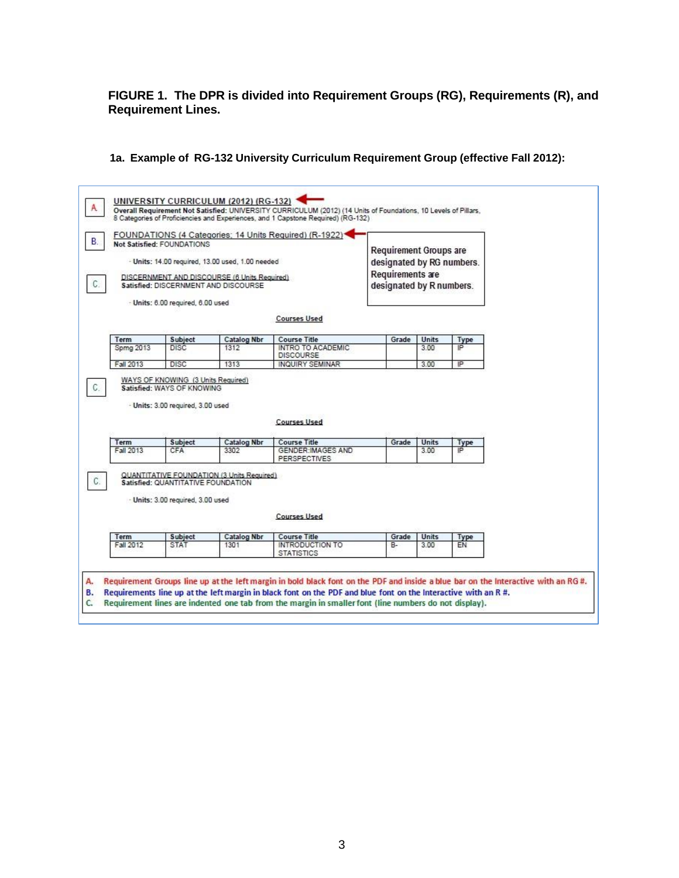**FIGURE 1. The DPR is divided into Requirement Groups (RG), Requirements (R), and Requirement Lines.**

**1a. Example of RG-132 University Curriculum Requirement Group (effective Fall 2012):**

A. UNIVERSITY CURRICULUM (2012) (RG-132)
**Overall Requirement Not Satisfied:** UNIVERSITY CURRICULUM (2012) (14 Units of Foundations, 10 Levels of Pillars, 8 Categories of Proficiencies and Experiences, and 1 Capstone Required) (RG-132)

B. FOUNDATIONS (4 Categories; 14 Units Required) (R-1922)
**Not Satisfied:** FOUNDATIONS

- **Units:** 14.00 required, 13.00 used, 1.00 needed

Requirement Groups are designated by RG numbers. Requirements are designated by R numbers.

C. DISCERNMENT AND DISCOURSE (6 Units Required)
**Satisfied:** DISCERNMENT AND DISCOURSE

- **Units:** 6.00 required, 6.00 used

Courses Used

| Term | Subject | Catalog Nbr | Course Title | Grade | Units | Type |
|---|---|---|---|---|---|---|
| Sprng 2013 | DISC | 1312 | INTRO TO ACADEMIC DISCOURSE | | 3.00 | IP |
| Fall 2013 | DISC | 1313 | INQUIRY SEMINAR | | 3.00 | IP |

C. WAYS OF KNOWING (3 Units Required)
**Satisfied:** WAYS OF KNOWING

- **Units:** 3.00 required, 3.00 used

Courses Used

| Term | Subject | Catalog Nbr | Course Title | Grade | Units | Type |
|---|---|---|---|---|---|---|
| Fall 2013 | CFA | 3302 | GENDER:IMAGES AND PERSPECTIVES | | 3.00 | IP |

C. QUANTITATIVE FOUNDATION (3 Units Required)
**Satisfied:** QUANTITATIVE FOUNDATION

- **Units:** 3.00 required, 3.00 used

Courses Used

| Term | Subject | Catalog Nbr | Course Title | Grade | Units | Type |
|---|---|---|---|---|---|---|
| Fall 2012 | STAT | 1301 | INTRODUCTION TO STATISTICS | B- | 3.00 | EN |

A. Requirement Groups line up at the left margin in bold black font on the PDF and inside a blue bar on the Interactive with an RG #.
B. Requirements line up at the left margin in black font on the PDF and blue font on the Interactive with an R #.
C. Requirement lines are indented one tab from the margin in smaller font (line numbers do not display).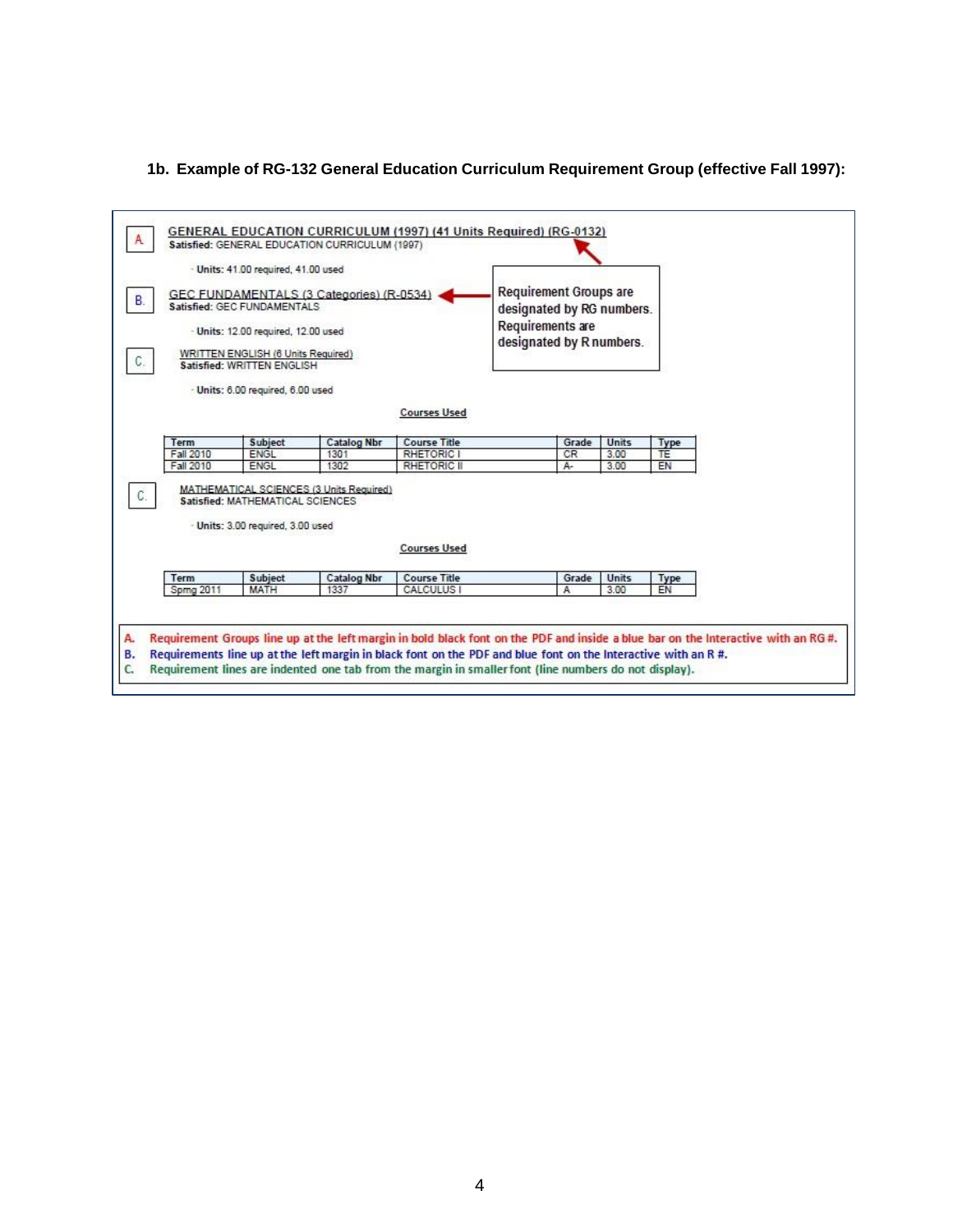**1b. Example of RG-132 General Education Curriculum Requirement Group (effective Fall 1997):**

A. GENERAL EDUCATION CURRICULUM (1997) (41 Units Required) (RG-0132)
**Satisfied:** GENERAL EDUCATION CURRICULUM (1997)

- **Units:** 41.00 required, 41.00 used

B. GEC FUNDAMENTALS (3 Categories) (R-0534)
**Satisfied:** GEC FUNDAMENTALS

- **Units:** 12.00 required, 12.00 used

Requirement Groups are designated by RG numbers. Requirements are designated by R numbers.

C. WRITTEN ENGLISH (6 Units Required)
**Satisfied:** WRITTEN ENGLISH

- **Units:** 6.00 required, 6.00 used

**Courses Used**

| Term | Subject | Catalog Nbr | Course Title | Grade | Units | Type |
|---|---|---|---|---|---|---|
| Fall 2010 | ENGL | 1301 | RHETORIC I | CR | 3.00 | TE |
| Fall 2010 | ENGL | 1302 | RHETORIC II | A- | 3.00 | EN |

C. MATHEMATICAL SCIENCES (3 Units Required)
**Satisfied:** MATHEMATICAL SCIENCES

- **Units:** 3.00 required, 3.00 used

**Courses Used**

| Term | Subject | Catalog Nbr | Course Title | Grade | Units | Type |
|---|---|---|---|---|---|---|
| Sprng 2011 | MATH | 1337 | CALCULUS I | A | 3.00 | EN |

A. Requirement Groups line up at the left margin in bold black font on the PDF and inside a blue bar on the Interactive with an RG #.
B. Requirements line up at the left margin in black font on the PDF and blue font on the Interactive with an R #.
C. Requirement lines are indented one tab from the margin in smaller font (line numbers do not display).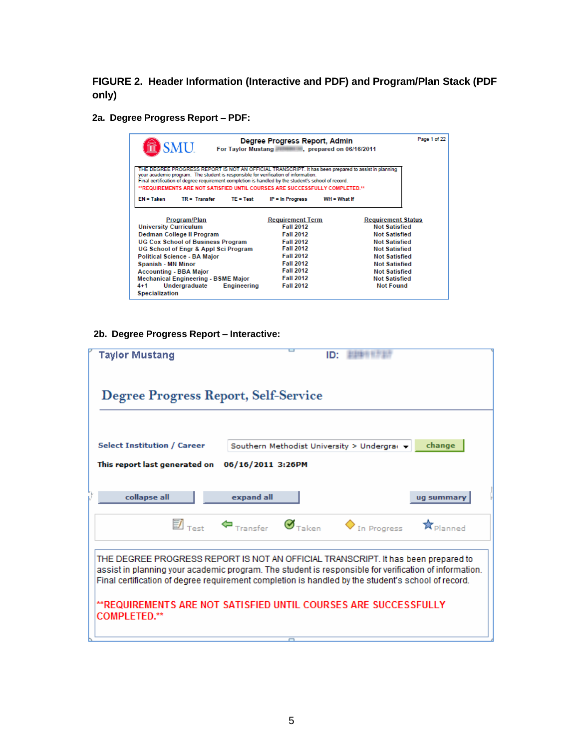**FIGURE 2. Header Information (Interactive and PDF) and Program/Plan Stack (PDF only)**

**2a. Degree Progress Report – PDF:**

SMU

**Degree Progress Report, Admin**
For Taylor Mustang ██████, prepared on 06/16/2011

Page 1 of 22

THE DEGREE PROGRESS REPORT IS NOT AN OFFICIAL TRANSCRIPT. It has been prepared to assist in planning your academic program. The student is responsible for verification of information. Final certification of degree requirement completion is handled by the student's school of record.
**REQUIREMENTS ARE NOT SATISFIED UNTIL COURSES ARE SUCCESSFULLY COMPLETED.**

EN = Taken TR = Transfer TE = Test IP = In Progress WH = What If

| Program/Plan | Requirement Term | Requirement Status |
|---|---|---|
| University Curriculum | Fall 2012 | Not Satisfied |
| Dedman College II Program | Fall 2012 | Not Satisfied |
| UG Cox School of Business Program | Fall 2012 | Not Satisfied |
| UG School of Engr & Appl Sci Program | Fall 2012 | Not Satisfied |
| Political Science - BA Major | Fall 2012 | Not Satisfied |
| Spanish - MN Minor | Fall 2012 | Not Satisfied |
| Accounting - BBA Major | Fall 2012 | Not Satisfied |
| Mechanical Engineering - BSME Major | Fall 2012 | Not Satisfied |
| 4+1 Undergraduate Engineering Specialization | Fall 2012 | Not Found |

**2b. Degree Progress Report – Interactive:**

**Taylor Mustang** **ID:** ████████

## Degree Progress Report, Self-Service

**Select Institution / Career** Southern Methodist University > Undergra[duate] [change]

**This report last generated on** **06/16/2011 3:26PM**

[collapse all] [expand all] [ug summary]

Test Transfer Taken In Progress Planned

THE DEGREE PROGRESS REPORT IS NOT AN OFFICIAL TRANSCRIPT. It has been prepared to assist in planning your academic program. The student is responsible for verification of information. Final certification of degree requirement completion is handled by the student's school of record.

**REQUIREMENTS ARE NOT SATISFIED UNTIL COURSES ARE SUCCESSFULLY COMPLETED.**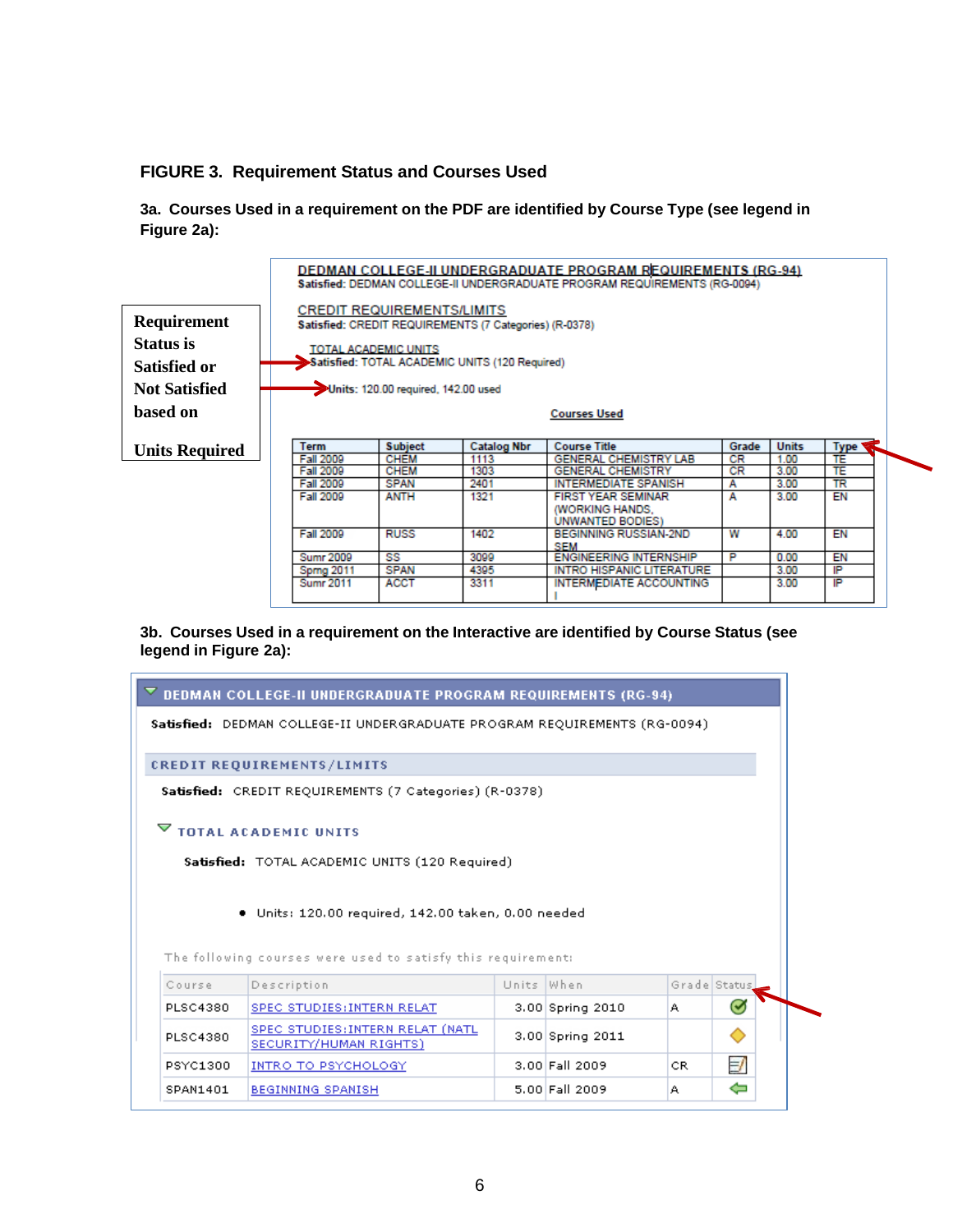### FIGURE 3. Requirement Status and Courses Used

**3a. Courses Used in a requirement on the PDF are identified by Course Type (see legend in Figure 2a):**

Requirement Status is Satisfied or Not Satisfied based on Units Required

DEDMAN COLLEGE-II UNDERGRADUATE PROGRAM REQUIREMENTS (RG-94)
**Satisfied:** DEDMAN COLLEGE-II UNDERGRADUATE PROGRAM REQUIREMENTS (RG-0094)

CREDIT REQUIREMENTS/LIMITS
**Satisfied:** CREDIT REQUIREMENTS (7 Categories) (R-0378)

TOTAL ACADEMIC UNITS
**Satisfied:** TOTAL ACADEMIC UNITS (120 Required)

Units: 120.00 required, 142.00 used

Courses Used

| Term | Subject | Catalog Nbr | Course Title | Grade | Units | Type |
|---|---|---|---|---|---|---|
| Fall 2009 | CHEM | 1113 | GENERAL CHEMISTRY LAB | CR | 1.00 | TE |
| Fall 2009 | CHEM | 1303 | GENERAL CHEMISTRY | CR | 3.00 | TE |
| Fall 2009 | SPAN | 2401 | INTERMEDIATE SPANISH | A | 3.00 | TR |
| Fall 2009 | ANTH | 1321 | FIRST YEAR SEMINAR (WORKING HANDS, UNWANTED BODIES) | A | 3.00 | EN |
| Fall 2009 | RUSS | 1402 | BEGINNING RUSSIAN-2ND SEM | W | 4.00 | EN |
| Sumr 2009 | SS | 3099 | ENGINEERING INTERNSHIP | P | 0.00 | EN |
| Sprng 2011 | SPAN | 4395 | INTRO HISPANIC LITERATURE | | 3.00 | IP |
| Sumr 2011 | ACCT | 3311 | INTERMEDIATE ACCOUNTING | | 3.00 | IP |

**3b. Courses Used in a requirement on the Interactive are identified by Course Status (see legend in Figure 2a):**

DEDMAN COLLEGE-II UNDERGRADUATE PROGRAM REQUIREMENTS (RG-94)

**Satisfied:** DEDMAN COLLEGE-II UNDERGRADUATE PROGRAM REQUIREMENTS (RG-0094)

CREDIT REQUIREMENTS/LIMITS

**Satisfied:** CREDIT REQUIREMENTS (7 Categories) (R-0378)

TOTAL ACADEMIC UNITS

**Satisfied:** TOTAL ACADEMIC UNITS (120 Required)

- Units: 120.00 required, 142.00 taken, 0.00 needed

The following courses were used to satisfy this requirement:

| Course | Description | Units | When | Grade | Status |
|---|---|---|---|---|---|
| PLSC4380 | SPEC STUDIES:INTERN RELAT | 3.00 | Spring 2010 | A | |
| PLSC4380 | SPEC STUDIES:INTERN RELAT (NATL SECURITY/HUMAN RIGHTS) | 3.00 | Spring 2011 | | |
| PSYC1300 | INTRO TO PSYCHOLOGY | 3.00 | Fall 2009 | CR | |
| SPAN1401 | BEGINNING SPANISH | 5.00 | Fall 2009 | A | |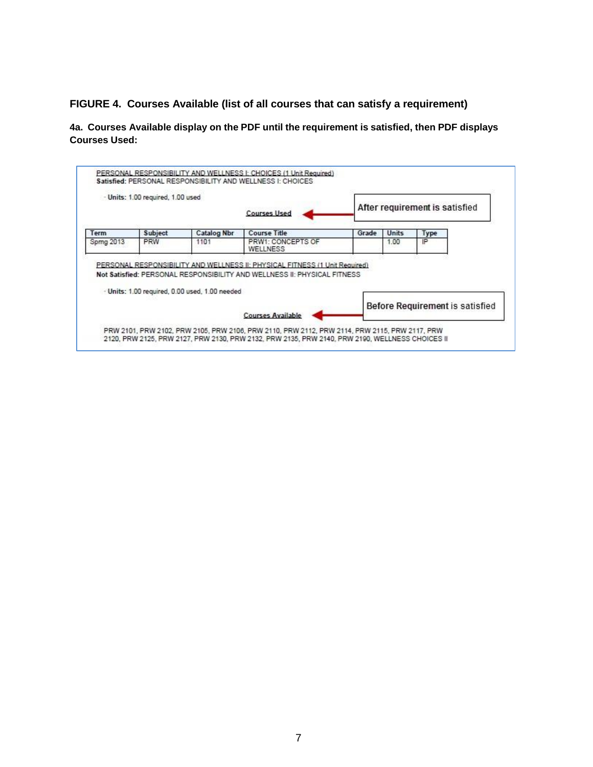**FIGURE 4. Courses Available (list of all courses that can satisfy a requirement)**

**4a. Courses Available display on the PDF until the requirement is satisfied, then PDF displays Courses Used:**

PERSONAL RESPONSIBILITY AND WELLNESS I: CHOICES (1 Unit Required)
**Satisfied:** PERSONAL RESPONSIBILITY AND WELLNESS I: CHOICES

- **Units:** 1.00 required, 1.00 used

Courses Used ← After requirement is satisfied

| Term | Subject | Catalog Nbr | Course Title | Grade | Units | Type |
|---|---|---|---|---|---|---|
| Sprng 2013 | PRW | 1101 | PRW1: CONCEPTS OF WELLNESS | | 1.00 | IP |

PERSONAL RESPONSIBILITY AND WELLNESS II: PHYSICAL FITNESS (1 Unit Required)
**Not Satisfied:** PERSONAL RESPONSIBILITY AND WELLNESS II: PHYSICAL FITNESS

- **Units:** 1.00 required, 0.00 used, 1.00 needed

Courses Available ← Before Requirement is satisfied

PRW 2101, PRW 2102, PRW 2105, PRW 2106, PRW 2110, PRW 2112, PRW 2114, PRW 2115, PRW 2117, PRW 2120, PRW 2125, PRW 2127, PRW 2130, PRW 2132, PRW 2135, PRW 2140, PRW 2190, WELLNESS CHOICES II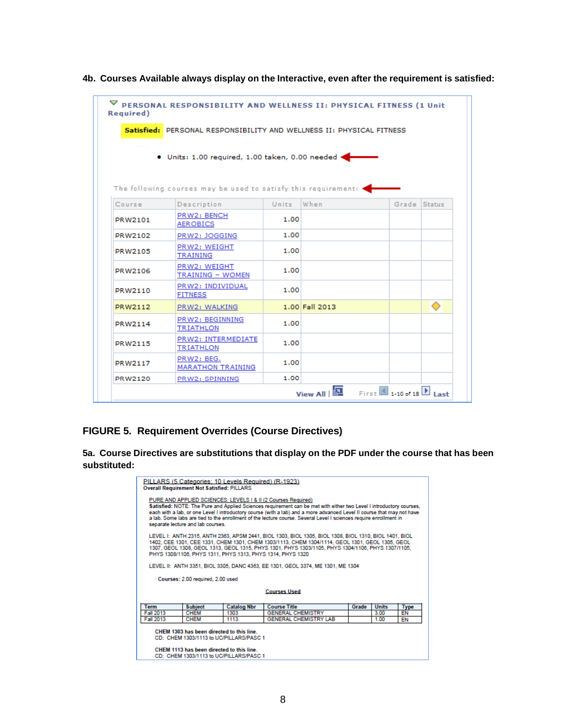**4b. Courses Available always display on the Interactive, even after the requirement is satisfied:**

PERSONAL RESPONSIBILITY AND WELLNESS II: PHYSICAL FITNESS (1 Unit Required)

**Satisfied:** PERSONAL RESPONSIBILITY AND WELLNESS II: PHYSICAL FITNESS

- Units: 1.00 required, 1.00 taken, 0.00 needed

The following courses may be used to satisfy this requirement:

| Course | Description | Units | When | Grade | Status |
|---|---|---|---|---|---|
| PRW2101 | PRW2: BENCH AEROBICS | 1.00 | | | |
| PRW2102 | PRW2: JOGGING | 1.00 | | | |
| PRW2105 | PRW2: WEIGHT TRAINING | 1.00 | | | |
| PRW2106 | PRW2: WEIGHT TRAINING - WOMEN | 1.00 | | | |
| PRW2110 | PRW2: INDIVIDUAL FITNESS | 1.00 | | | |
| PRW2112 | PRW2: WALKING | 1.00 | Fall 2013 | | ◇ |
| PRW2114 | PRW2: BEGINNING TRIATHLON | 1.00 | | | |
| PRW2115 | PRW2: INTERMEDIATE TRIATHLON | 1.00 | | | |
| PRW2117 | PRW2: BEG. MARATHON TRAINING | 1.00 | | | |
| PRW2120 | PRW2: SPINNING | 1.00 | | | |

View All | First 1-10 of 18 Last

## FIGURE 5. Requirement Overrides (Course Directives)

**5a. Course Directives are substitutions that display on the PDF under the course that has been substituted:**

PILLARS (5 Categories; 10 Levels Required) (R-1923)
**Overall Requirement Not Satisfied:** PILLARS

PURE AND APPLIED SCIENCES: LEVELS I & II (2 Courses Required)
**Satisfied:** NOTE: The Pure and Applied Sciences requirement can be met with either two Level I introductory courses, each with a lab, or one Level I introductory course (with a lab) and a more advanced Level II course that may not have a lab. Some labs are tied to the enrollment of the lecture course. Several Level I sciences require enrollment in separate lecture and lab courses.

LEVEL I: ANTH 2315, ANTH 2363, APSM 2441, BIOL 1303, BIOL 1305, BIOL 1308, BIOL 1310, BIOL 1401, BIOL 1402, CEE 1301, CEE 1331, CHEM 1301, CHEM 1303/1113, CHEM 1304/1114, GEOL 1301, GEOL 1305, GEOL 1307, GEOL 1308, GEOL 1313, GEOL 1315, PHYS 1301, PHYS 1303/1105, PHYS 1304/1106, PHYS 1307/1105, PHYS 1308/1106, PHYS 1311, PHYS 1313, PHYS 1314, PHYS 1320

LEVEL II: ANTH 3351, BIOL 3305, DANC 4363, EE 1301, GEOL 3374, ME 1301, ME 1304

- Courses: 2.00 required, 2.00 used

Courses Used

| Term | Subject | Catalog Nbr | Course Title | Grade | Units | Type |
|---|---|---|---|---|---|---|
| Fall 2013 | CHEM | 1303 | GENERAL CHEMISTRY | | 3.00 | EN |
| Fall 2013 | CHEM | 1113 | GENERAL CHEMISTRY LAB | | 1.00 | EN |

**CHEM 1303 has been directed to this line.**
CD: CHEM 1303/1113 to UC/PILLARS/PASC 1

**CHEM 1113 has been directed to this line.**
CD: CHEM 1303/1113 to UC/PILLARS/PASC 1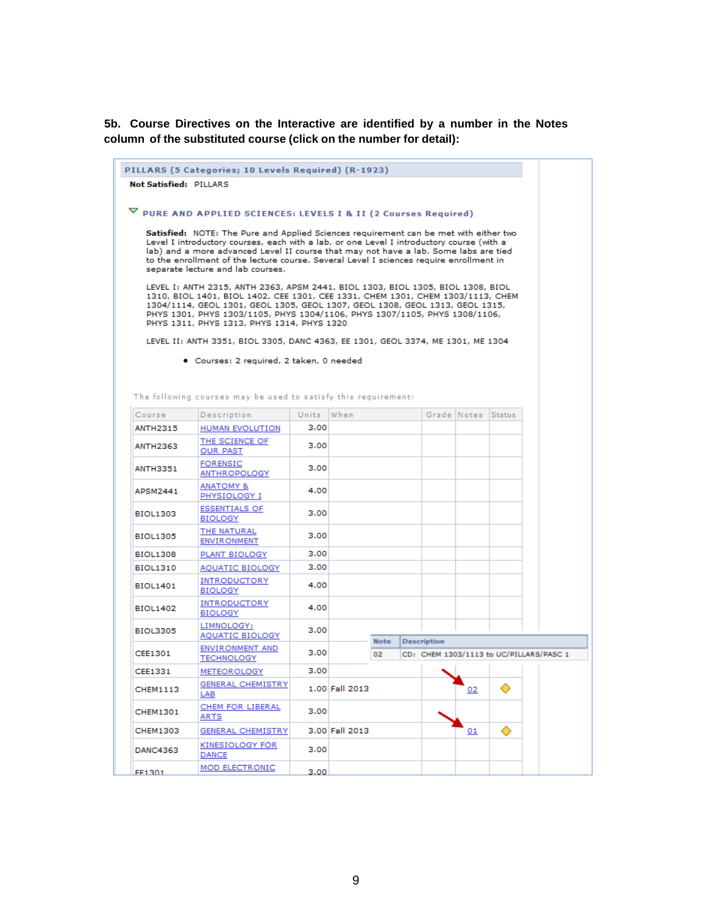**5b. Course Directives on the Interactive are identified by a number in the Notes column of the substituted course (click on the number for detail):**

PILLARS (5 Categories; 10 Levels Required) (R-1923)

**Not Satisfied:** PILLARS

PURE AND APPLIED SCIENCES: LEVELS I & II (2 Courses Required)

**Satisfied:** NOTE: The Pure and Applied Sciences requirement can be met with either two Level I introductory courses, each with a lab, or one Level I introductory course (with a lab) and a more advanced Level II course that may not have a lab. Some labs are tied to the enrollment of the lecture course. Several Level I sciences require enrollment in separate lecture and lab courses.

LEVEL I: ANTH 2315, ANTH 2363, APSM 2441, BIOL 1303, BIOL 1305, BIOL 1308, BIOL 1310, BIOL 1401, BIOL 1402, CEE 1301, CEE 1331, CHEM 1301, CHEM 1303/1113, CHEM 1304/1114, GEOL 1301, GEOL 1305, GEOL 1307, GEOL 1308, GEOL 1313, GEOL 1315, PHYS 1301, PHYS 1303/1105, PHYS 1304/1106, PHYS 1307/1105, PHYS 1308/1106, PHYS 1311, PHYS 1313, PHYS 1314, PHYS 1320

LEVEL II: ANTH 3351, BIOL 3305, DANC 4363, EE 1301, GEOL 3374, ME 1301, ME 1304

- Courses: 2 required, 2 taken, 0 needed

The following courses may be used to satisfy this requirement:

| Course | Description | Units | When | Grade | Notes | Status |
|---|---|---|---|---|---|---|
| ANTH2315 | HUMAN EVOLUTION | 3.00 | | | | |
| ANTH2363 | THE SCIENCE OF OUR PAST | 3.00 | | | | |
| ANTH3351 | FORENSIC ANTHROPOLOGY | 3.00 | | | | |
| APSM2441 | ANATOMY & PHYSIOLOGY I | 4.00 | | | | |
| BIOL1303 | ESSENTIALS OF BIOLOGY | 3.00 | | | | |
| BIOL1305 | THE NATURAL ENVIRONMENT | 3.00 | | | | |
| BIOL1308 | PLANT BIOLOGY | 3.00 | | | | |
| BIOL1310 | AQUATIC BIOLOGY | 3.00 | | | | |
| BIOL1401 | INTRODUCTORY BIOLOGY | 4.00 | | | | |
| BIOL1402 | INTRODUCTORY BIOLOGY | 4.00 | | | | |
| BIOL3305 | LIMNOLOGY: AQUATIC BIOLOGY | 3.00 | | | | |
| CEE1301 | ENVIRONMENT AND TECHNOLOGY | 3.00 | | | | |
| CEE1331 | METEOROLOGY | 3.00 | | | | |
| CHEM1113 | GENERAL CHEMISTRY LAB | 1.00 | Fall 2013 | | 02 | ◆ |
| CHEM1301 | CHEM FOR LIBERAL ARTS | 3.00 | | | | |
| CHEM1303 | GENERAL CHEMISTRY | 3.00 | Fall 2013 | | 01 | ◆ |
| DANC4363 | KINESIOLOGY FOR DANCE | 3.00 | | | | |
| EE1301 | MOD ELECTRONIC | 3.00 | | | | |

| Note | Description |
|---|---|
| 02 | CD: CHEM 1303/1113 to UC/PILLARS/PASC 1 |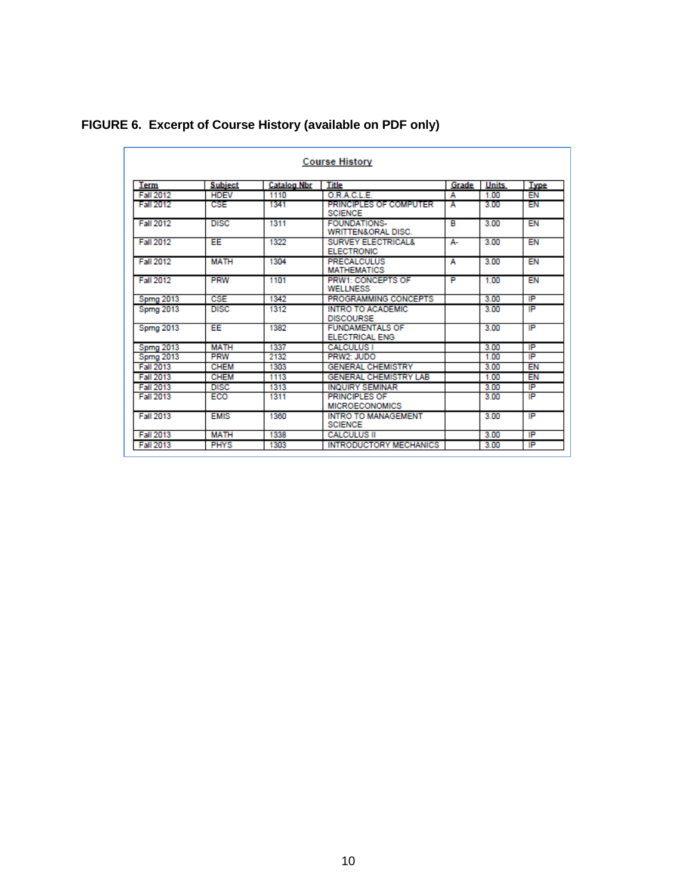**FIGURE 6. Excerpt of Course History (available on PDF only)**

**Course History**

| Term | Subject | Catalog Nbr | Title | Grade | Units | Type |
|---|---|---|---|---|---|---|
| Fall 2012 | HDEV | 1110 | O.R.A.C.L.E. | A | 1.00 | EN |
| Fall 2012 | CSE | 1341 | PRINCIPLES OF COMPUTER SCIENCE | A | 3.00 | EN |
| Fall 2012 | DISC | 1311 | FOUNDATIONS-WRITTEN&ORAL DISC. | B | 3.00 | EN |
| Fall 2012 | EE | 1322 | SURVEY ELECTRICAL& ELECTRONIC | A- | 3.00 | EN |
| Fall 2012 | MATH | 1304 | PRECALCULUS MATHEMATICS | A | 3.00 | EN |
| Fall 2012 | PRW | 1101 | PRW1: CONCEPTS OF WELLNESS | P | 1.00 | EN |
| Sprng 2013 | CSE | 1342 | PROGRAMMING CONCEPTS | | 3.00 | IP |
| Sprng 2013 | DISC | 1312 | INTRO TO ACADEMIC DISCOURSE | | 3.00 | IP |
| Sprng 2013 | EE | 1382 | FUNDAMENTALS OF ELECTRICAL ENG | | 3.00 | IP |
| Sprng 2013 | MATH | 1337 | CALCULUS I | | 3.00 | IP |
| Sprng 2013 | PRW | 2132 | PRW2: JUDO | | 1.00 | IP |
| Fall 2013 | CHEM | 1303 | GENERAL CHEMISTRY | | 3.00 | EN |
| Fall 2013 | CHEM | 1113 | GENERAL CHEMISTRY LAB | | 1.00 | EN |
| Fall 2013 | DISC | 1313 | INQUIRY SEMINAR | | 3.00 | IP |
| Fall 2013 | ECO | 1311 | PRINCIPLES OF MICROECONOMICS | | 3.00 | IP |
| Fall 2013 | EMIS | 1360 | INTRO TO MANAGEMENT SCIENCE | | 3.00 | IP |
| Fall 2013 | MATH | 1338 | CALCULUS II | | 3.00 | IP |
| Fall 2013 | PHYS | 1303 | INTRODUCTORY MECHANICS | | 3.00 | IP |